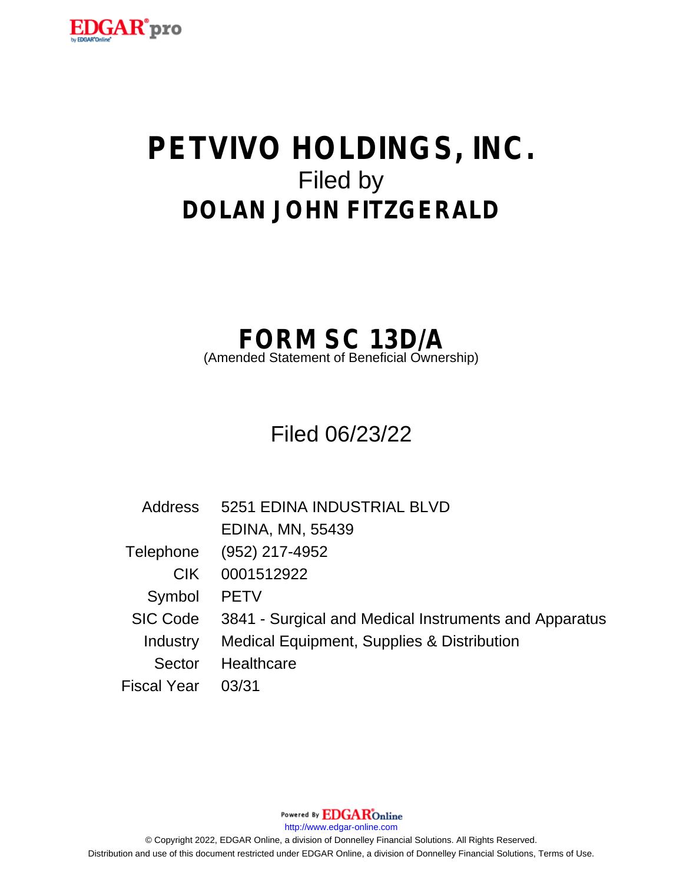# PETVIVO HOLDINGS, INC.

Filed by

## DOLAN JOHN FITZGERALD

## FORM SC 13D/A

(Amended Statement of Beneficial Ownership)

Filed 06/23/22

| | |
|---|---|
| Address | 5251 EDINA INDUSTRIAL BLVD<br>EDINA, MN, 55439 |
| Telephone | (952) 217-4952 |
| CIK | 0001512922 |
| Symbol | PETV |
| SIC Code | 3841 - Surgical and Medical Instruments and Apparatus |
| Industry | Medical Equipment, Supplies & Distribution |
| Sector | Healthcare |
| Fiscal Year | 03/31 |

Powered By EDGAR Online

http://www.edgar-online.com

© Copyright 2022, EDGAR Online, a division of Donnelley Financial Solutions. All Rights Reserved.

Distribution and use of this document restricted under EDGAR Online, a division of Donnelley Financial Solutions, Terms of Use.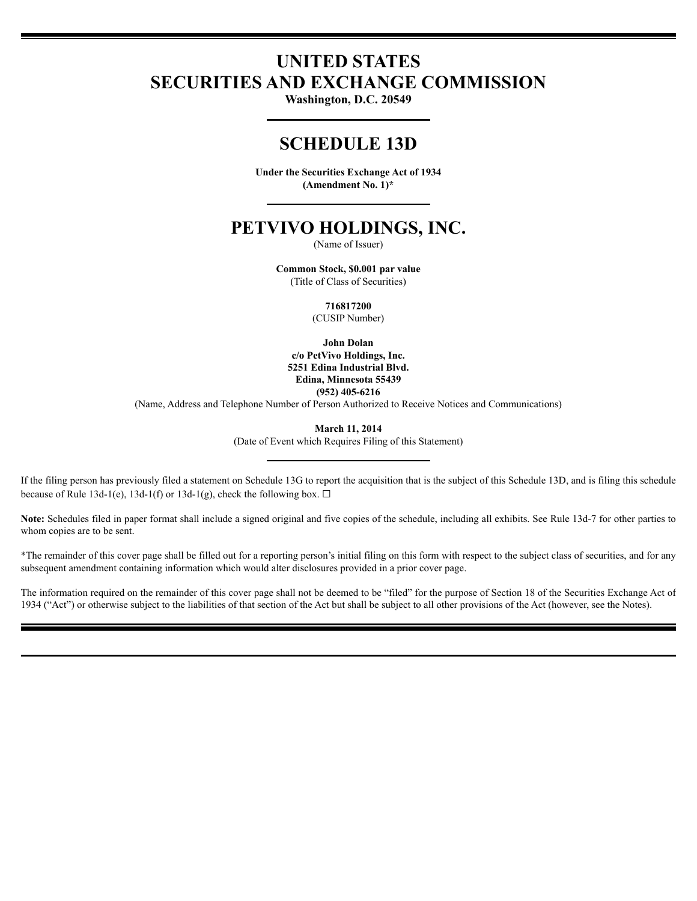# UNITED STATES
# SECURITIES AND EXCHANGE COMMISSION

**Washington, D.C. 20549**

---

# SCHEDULE 13D

**Under the Securities Exchange Act of 1934**
**(Amendment No. 1)***

---

# PETVIVO HOLDINGS, INC.

(Name of Issuer)

**Common Stock, $0.001 par value**
(Title of Class of Securities)

**716817200**
(CUSIP Number)

**John Dolan**
**c/o PetVivo Holdings, Inc.**
**5251 Edina Industrial Blvd.**
**Edina, Minnesota 55439**
**(952) 405-6216**
(Name, Address and Telephone Number of Person Authorized to Receive Notices and Communications)

**March 11, 2014**
(Date of Event which Requires Filing of this Statement)

---

If the filing person has previously filed a statement on Schedule 13G to report the acquisition that is the subject of this Schedule 13D, and is filing this schedule because of Rule 13d-1(e), 13d-1(f) or 13d-1(g), check the following box. ☐

**Note:** Schedules filed in paper format shall include a signed original and five copies of the schedule, including all exhibits. See Rule 13d-7 for other parties to whom copies are to be sent.

*The remainder of this cover page shall be filled out for a reporting person's initial filing on this form with respect to the subject class of securities, and for any subsequent amendment containing information which would alter disclosures provided in a prior cover page.

The information required on the remainder of this cover page shall not be deemed to be "filed" for the purpose of Section 18 of the Securities Exchange Act of 1934 ("Act") or otherwise subject to the liabilities of that section of the Act but shall be subject to all other provisions of the Act (however, see the Notes).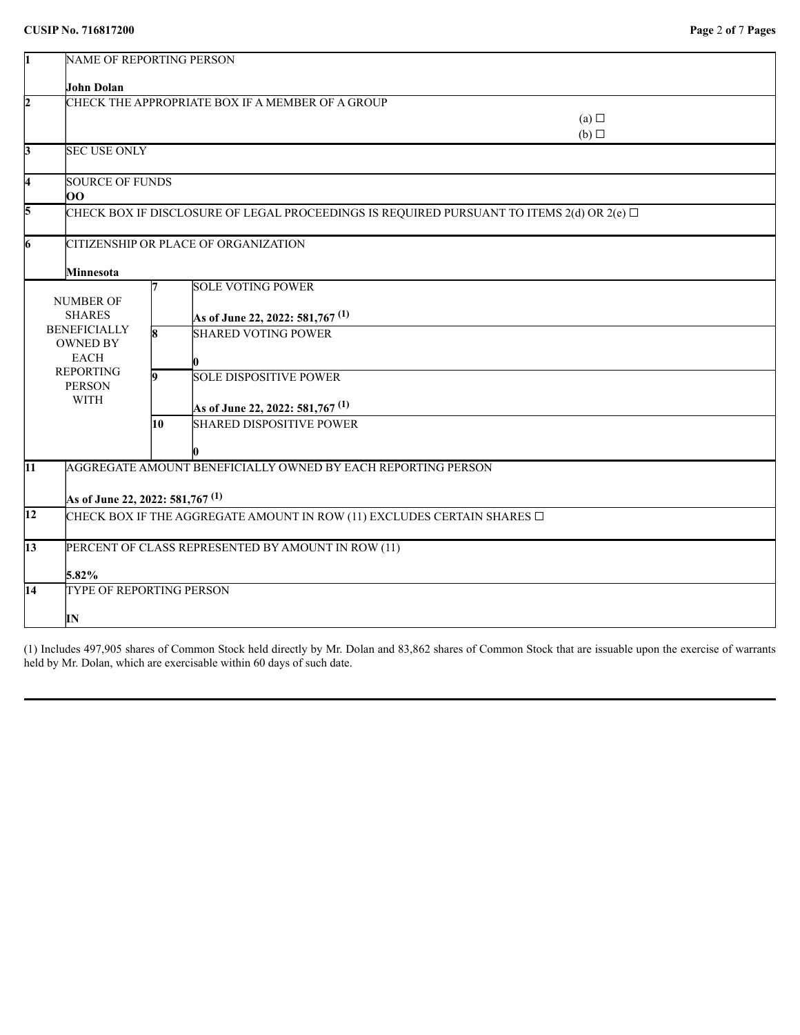**CUSIP No. 716817200**

| | | | |
|---|---|---|---|
| 1 | NAME OF REPORTING PERSON<br><br>**John Dolan** | | |
| 2 | CHECK THE APPROPRIATE BOX IF A MEMBER OF A GROUP<br>(a) ☐<br>(b) ☐ | | |
| 3 | SEC USE ONLY | | |
| 4 | SOURCE OF FUNDS<br>**OO** | | |
| 5 | CHECK BOX IF DISCLOSURE OF LEGAL PROCEEDINGS IS REQUIRED PURSUANT TO ITEMS 2(d) OR 2(e) ☐ | | |
| 6 | CITIZENSHIP OR PLACE OF ORGANIZATION<br><br>**Minnesota** | | |
| NUMBER OF SHARES BENEFICIALLY OWNED BY EACH REPORTING PERSON WITH | | 7 | SOLE VOTING POWER<br><br>**As of June 22, 2022: 581,767 (1)** |
| | | 8 | SHARED VOTING POWER<br><br>**0** |
| | | 9 | SOLE DISPOSITIVE POWER<br><br>**As of June 22, 2022: 581,767 (1)** |
| | | 10 | SHARED DISPOSITIVE POWER<br><br>**0** |
| 11 | AGGREGATE AMOUNT BENEFICIALLY OWNED BY EACH REPORTING PERSON<br><br>**As of June 22, 2022: 581,767 (1)** | | |
| 12 | CHECK BOX IF THE AGGREGATE AMOUNT IN ROW (11) EXCLUDES CERTAIN SHARES ☐ | | |
| 13 | PERCENT OF CLASS REPRESENTED BY AMOUNT IN ROW (11)<br><br>**5.82%** | | |
| 14 | TYPE OF REPORTING PERSON<br><br>**IN** | | |

(1) Includes 497,905 shares of Common Stock held directly by Mr. Dolan and 83,862 shares of Common Stock that are issuable upon the exercise of warrants held by Mr. Dolan, which are exercisable within 60 days of such date.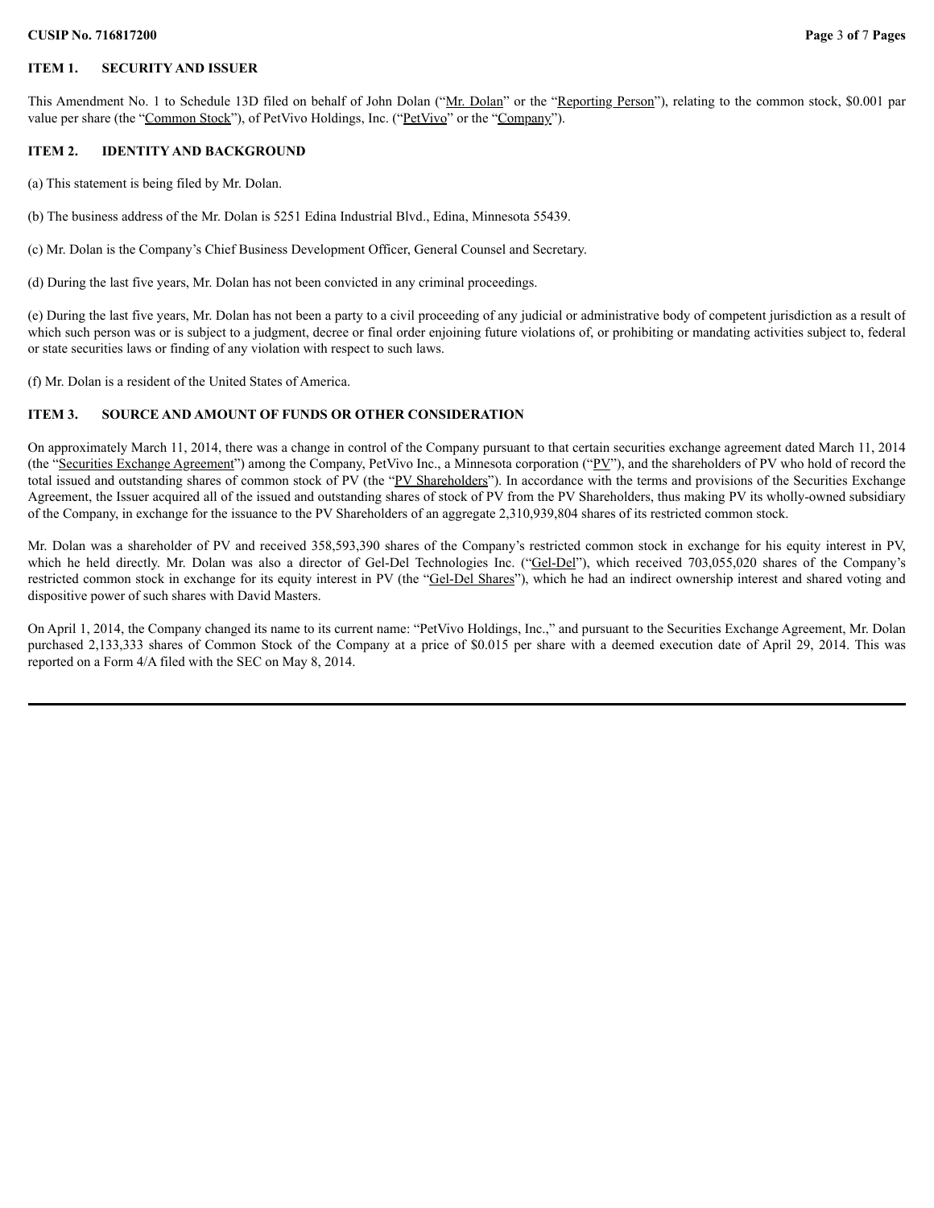## ITEM 1. SECURITY AND ISSUER

This Amendment No. 1 to Schedule 13D filed on behalf of John Dolan ("Mr. Dolan" or the "Reporting Person"), relating to the common stock, $0.001 par value per share (the "Common Stock"), of PetVivo Holdings, Inc. ("PetVivo" or the "Company").

## ITEM 2. IDENTITY AND BACKGROUND

(a) This statement is being filed by Mr. Dolan.

(b) The business address of the Mr. Dolan is 5251 Edina Industrial Blvd., Edina, Minnesota 55439.

(c) Mr. Dolan is the Company's Chief Business Development Officer, General Counsel and Secretary.

(d) During the last five years, Mr. Dolan has not been convicted in any criminal proceedings.

(e) During the last five years, Mr. Dolan has not been a party to a civil proceeding of any judicial or administrative body of competent jurisdiction as a result of which such person was or is subject to a judgment, decree or final order enjoining future violations of, or prohibiting or mandating activities subject to, federal or state securities laws or finding of any violation with respect to such laws.

(f) Mr. Dolan is a resident of the United States of America.

## ITEM 3. SOURCE AND AMOUNT OF FUNDS OR OTHER CONSIDERATION

On approximately March 11, 2014, there was a change in control of the Company pursuant to that certain securities exchange agreement dated March 11, 2014 (the "Securities Exchange Agreement") among the Company, PetVivo Inc., a Minnesota corporation ("PV"), and the shareholders of PV who hold of record the total issued and outstanding shares of common stock of PV (the "PV Shareholders"). In accordance with the terms and provisions of the Securities Exchange Agreement, the Issuer acquired all of the issued and outstanding shares of stock of PV from the PV Shareholders, thus making PV its wholly-owned subsidiary of the Company, in exchange for the issuance to the PV Shareholders of an aggregate 2,310,939,804 shares of its restricted common stock.

Mr. Dolan was a shareholder of PV and received 358,593,390 shares of the Company's restricted common stock in exchange for his equity interest in PV, which he held directly. Mr. Dolan was also a director of Gel-Del Technologies Inc. ("Gel-Del"), which received 703,055,020 shares of the Company's restricted common stock in exchange for its equity interest in PV (the "Gel-Del Shares"), which he had an indirect ownership interest and shared voting and dispositive power of such shares with David Masters.

On April 1, 2014, the Company changed its name to its current name: "PetVivo Holdings, Inc.," and pursuant to the Securities Exchange Agreement, Mr. Dolan purchased 2,133,333 shares of Common Stock of the Company at a price of $0.015 per share with a deemed execution date of April 29, 2014. This was reported on a Form 4/A filed with the SEC on May 8, 2014.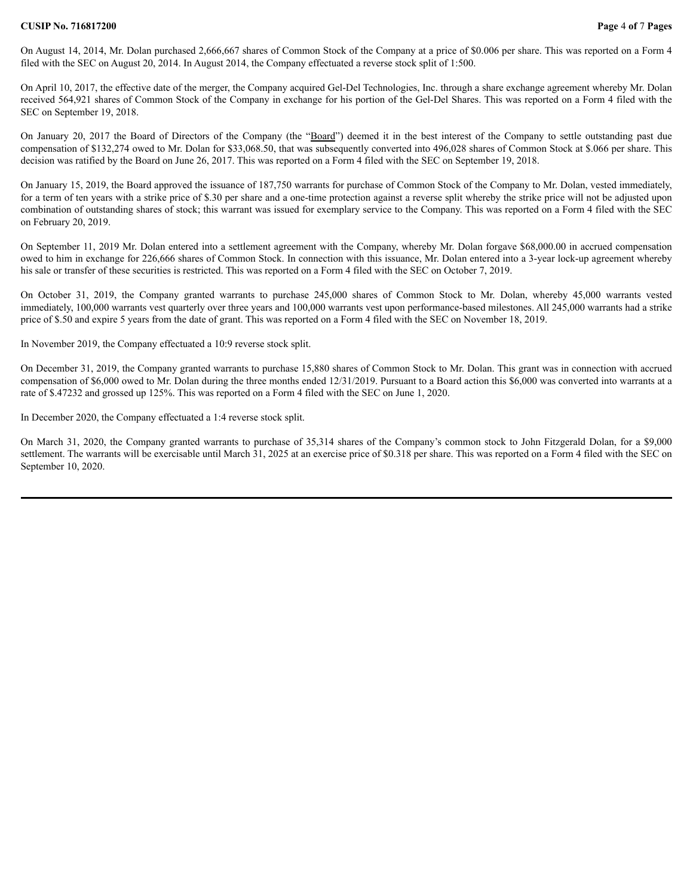On August 14, 2014, Mr. Dolan purchased 2,666,667 shares of Common Stock of the Company at a price of $0.006 per share. This was reported on a Form 4 filed with the SEC on August 20, 2014. In August 2014, the Company effectuated a reverse stock split of 1:500.

On April 10, 2017, the effective date of the merger, the Company acquired Gel-Del Technologies, Inc. through a share exchange agreement whereby Mr. Dolan received 564,921 shares of Common Stock of the Company in exchange for his portion of the Gel-Del Shares. This was reported on a Form 4 filed with the SEC on September 19, 2018.

On January 20, 2017 the Board of Directors of the Company (the "Board") deemed it in the best interest of the Company to settle outstanding past due compensation of $132,274 owed to Mr. Dolan for $33,068.50, that was subsequently converted into 496,028 shares of Common Stock at $.066 per share. This decision was ratified by the Board on June 26, 2017. This was reported on a Form 4 filed with the SEC on September 19, 2018.

On January 15, 2019, the Board approved the issuance of 187,750 warrants for purchase of Common Stock of the Company to Mr. Dolan, vested immediately, for a term of ten years with a strike price of $.30 per share and a one-time protection against a reverse split whereby the strike price will not be adjusted upon combination of outstanding shares of stock; this warrant was issued for exemplary service to the Company. This was reported on a Form 4 filed with the SEC on February 20, 2019.

On September 11, 2019 Mr. Dolan entered into a settlement agreement with the Company, whereby Mr. Dolan forgave $68,000.00 in accrued compensation owed to him in exchange for 226,666 shares of Common Stock. In connection with this issuance, Mr. Dolan entered into a 3-year lock-up agreement whereby his sale or transfer of these securities is restricted. This was reported on a Form 4 filed with the SEC on October 7, 2019.

On October 31, 2019, the Company granted warrants to purchase 245,000 shares of Common Stock to Mr. Dolan, whereby 45,000 warrants vested immediately, 100,000 warrants vest quarterly over three years and 100,000 warrants vest upon performance-based milestones. All 245,000 warrants had a strike price of $.50 and expire 5 years from the date of grant. This was reported on a Form 4 filed with the SEC on November 18, 2019.

In November 2019, the Company effectuated a 10:9 reverse stock split.

On December 31, 2019, the Company granted warrants to purchase 15,880 shares of Common Stock to Mr. Dolan. This grant was in connection with accrued compensation of $6,000 owed to Mr. Dolan during the three months ended 12/31/2019. Pursuant to a Board action this $6,000 was converted into warrants at a rate of $.47232 and grossed up 125%. This was reported on a Form 4 filed with the SEC on June 1, 2020.

In December 2020, the Company effectuated a 1:4 reverse stock split.

On March 31, 2020, the Company granted warrants to purchase of 35,314 shares of the Company's common stock to John Fitzgerald Dolan, for a $9,000 settlement. The warrants will be exercisable until March 31, 2025 at an exercise price of $0.318 per share. This was reported on a Form 4 filed with the SEC on September 10, 2020.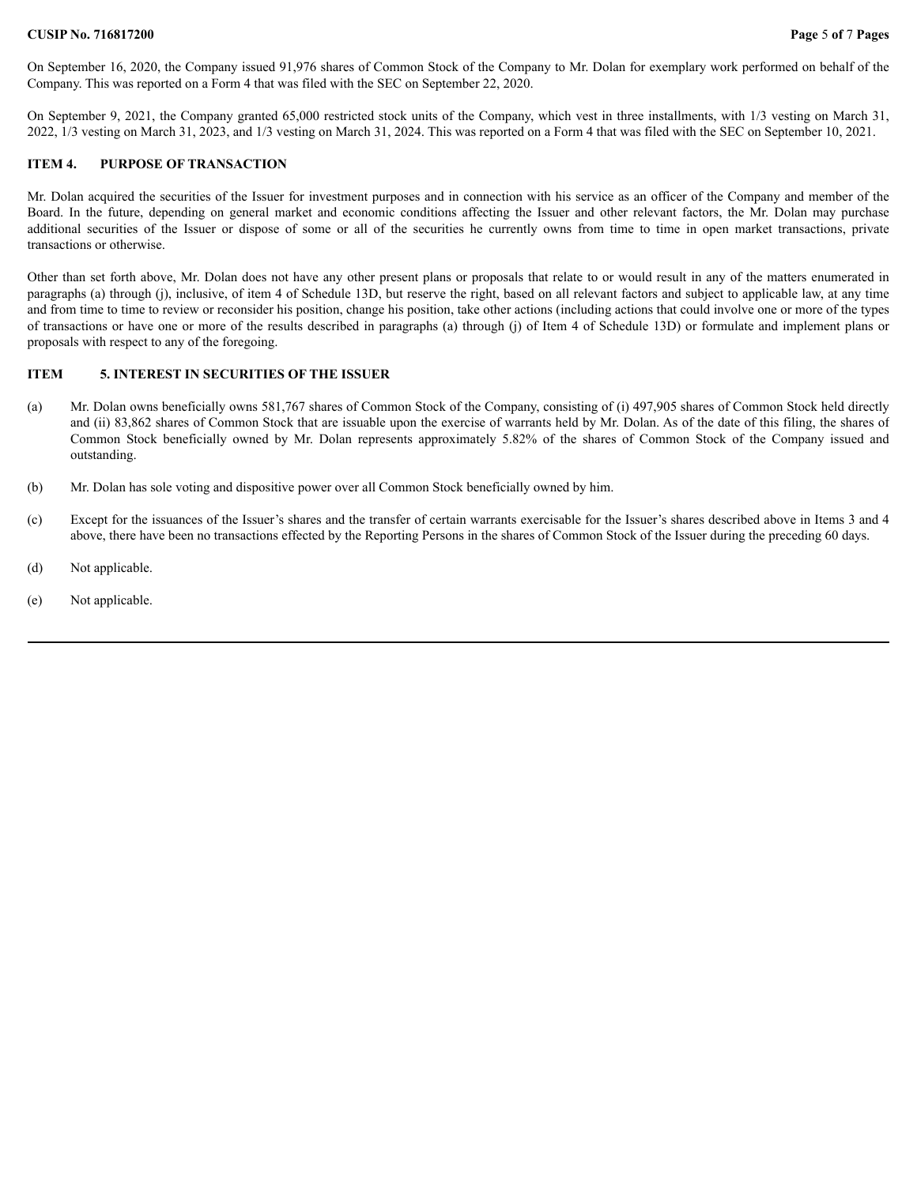On September 16, 2020, the Company issued 91,976 shares of Common Stock of the Company to Mr. Dolan for exemplary work performed on behalf of the Company. This was reported on a Form 4 that was filed with the SEC on September 22, 2020.

On September 9, 2021, the Company granted 65,000 restricted stock units of the Company, which vest in three installments, with 1/3 vesting on March 31, 2022, 1/3 vesting on March 31, 2023, and 1/3 vesting on March 31, 2024. This was reported on a Form 4 that was filed with the SEC on September 10, 2021.

## ITEM 4. PURPOSE OF TRANSACTION

Mr. Dolan acquired the securities of the Issuer for investment purposes and in connection with his service as an officer of the Company and member of the Board. In the future, depending on general market and economic conditions affecting the Issuer and other relevant factors, the Mr. Dolan may purchase additional securities of the Issuer or dispose of some or all of the securities he currently owns from time to time in open market transactions, private transactions or otherwise.

Other than set forth above, Mr. Dolan does not have any other present plans or proposals that relate to or would result in any of the matters enumerated in paragraphs (a) through (j), inclusive, of item 4 of Schedule 13D, but reserve the right, based on all relevant factors and subject to applicable law, at any time and from time to time to review or reconsider his position, change his position, take other actions (including actions that could involve one or more of the types of transactions or have one or more of the results described in paragraphs (a) through (j) of Item 4 of Schedule 13D) or formulate and implement plans or proposals with respect to any of the foregoing.

## ITEM 5. INTEREST IN SECURITIES OF THE ISSUER

(a) Mr. Dolan owns beneficially owns 581,767 shares of Common Stock of the Company, consisting of (i) 497,905 shares of Common Stock held directly and (ii) 83,862 shares of Common Stock that are issuable upon the exercise of warrants held by Mr. Dolan. As of the date of this filing, the shares of Common Stock beneficially owned by Mr. Dolan represents approximately 5.82% of the shares of Common Stock of the Company issued and outstanding.

(b) Mr. Dolan has sole voting and dispositive power over all Common Stock beneficially owned by him.

(c) Except for the issuances of the Issuer's shares and the transfer of certain warrants exercisable for the Issuer's shares described above in Items 3 and 4 above, there have been no transactions effected by the Reporting Persons in the shares of Common Stock of the Issuer during the preceding 60 days.

(d) Not applicable.

(e) Not applicable.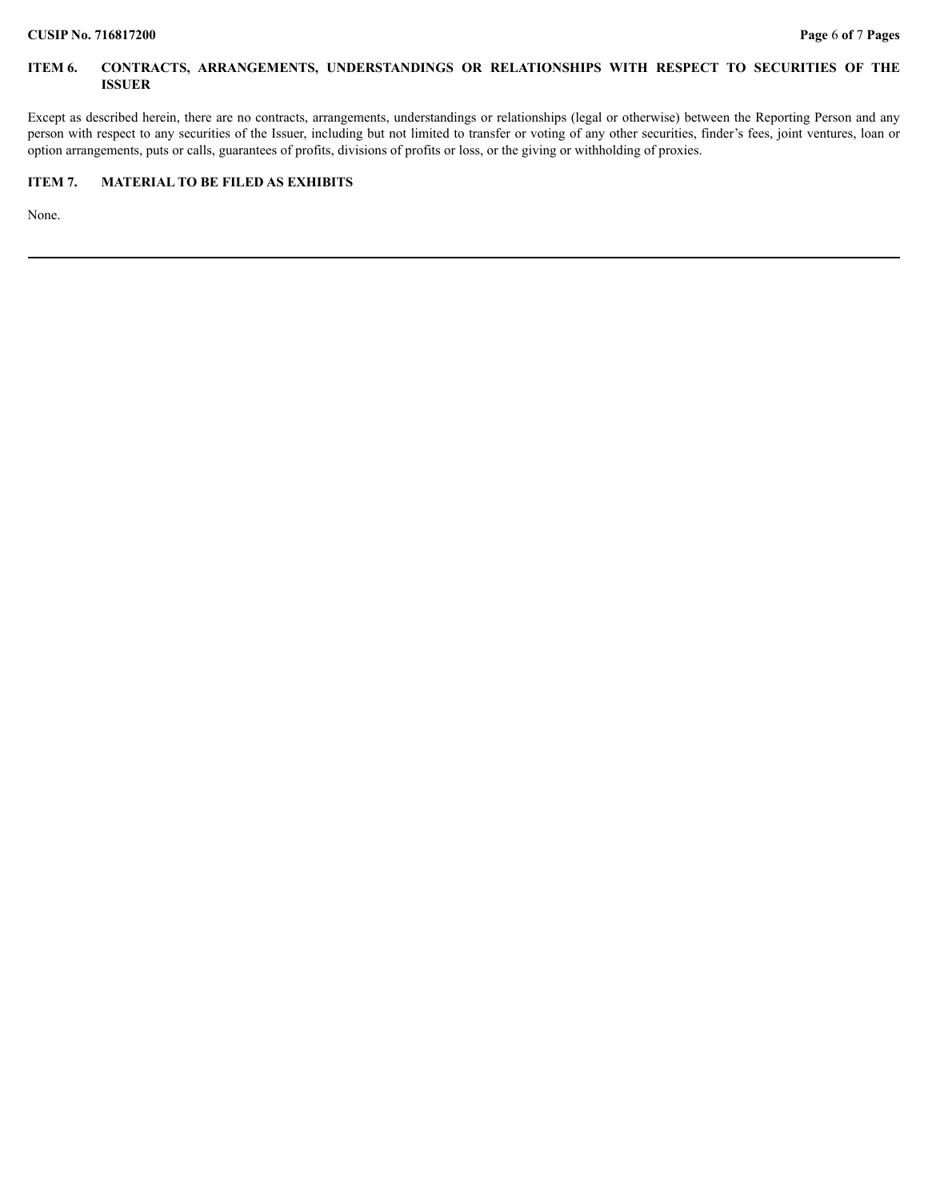## ITEM 6. CONTRACTS, ARRANGEMENTS, UNDERSTANDINGS OR RELATIONSHIPS WITH RESPECT TO SECURITIES OF THE ISSUER

Except as described herein, there are no contracts, arrangements, understandings or relationships (legal or otherwise) between the Reporting Person and any person with respect to any securities of the Issuer, including but not limited to transfer or voting of any other securities, finder's fees, joint ventures, loan or option arrangements, puts or calls, guarantees of profits, divisions of profits or loss, or the giving or withholding of proxies.

## ITEM 7. MATERIAL TO BE FILED AS EXHIBITS

None.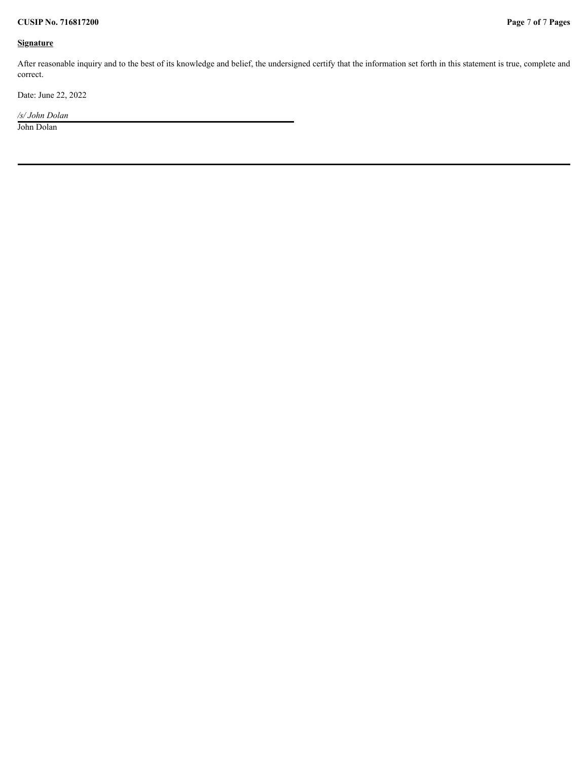**Signature**

After reasonable inquiry and to the best of its knowledge and belief, the undersigned certify that the information set forth in this statement is true, complete and correct.

Date: June 22, 2022

*/s/ John Dolan*

John Dolan